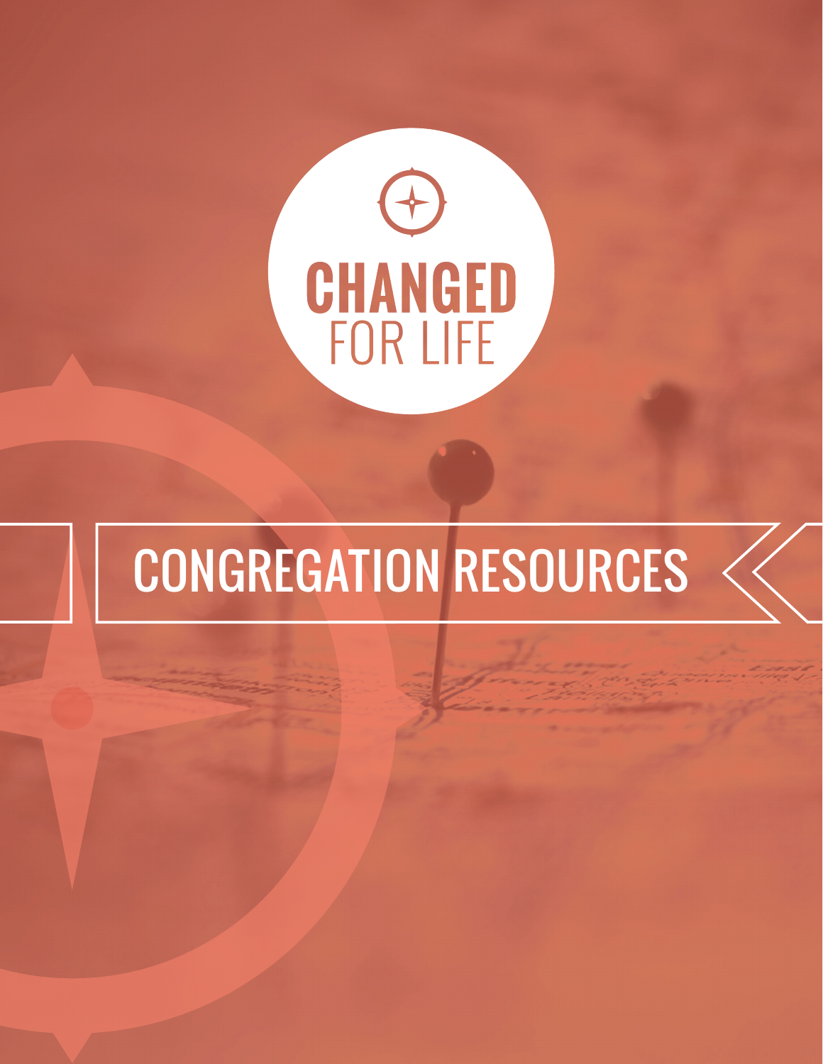# CHANGED FOR LIFE

## CONGREGATION RESOURCES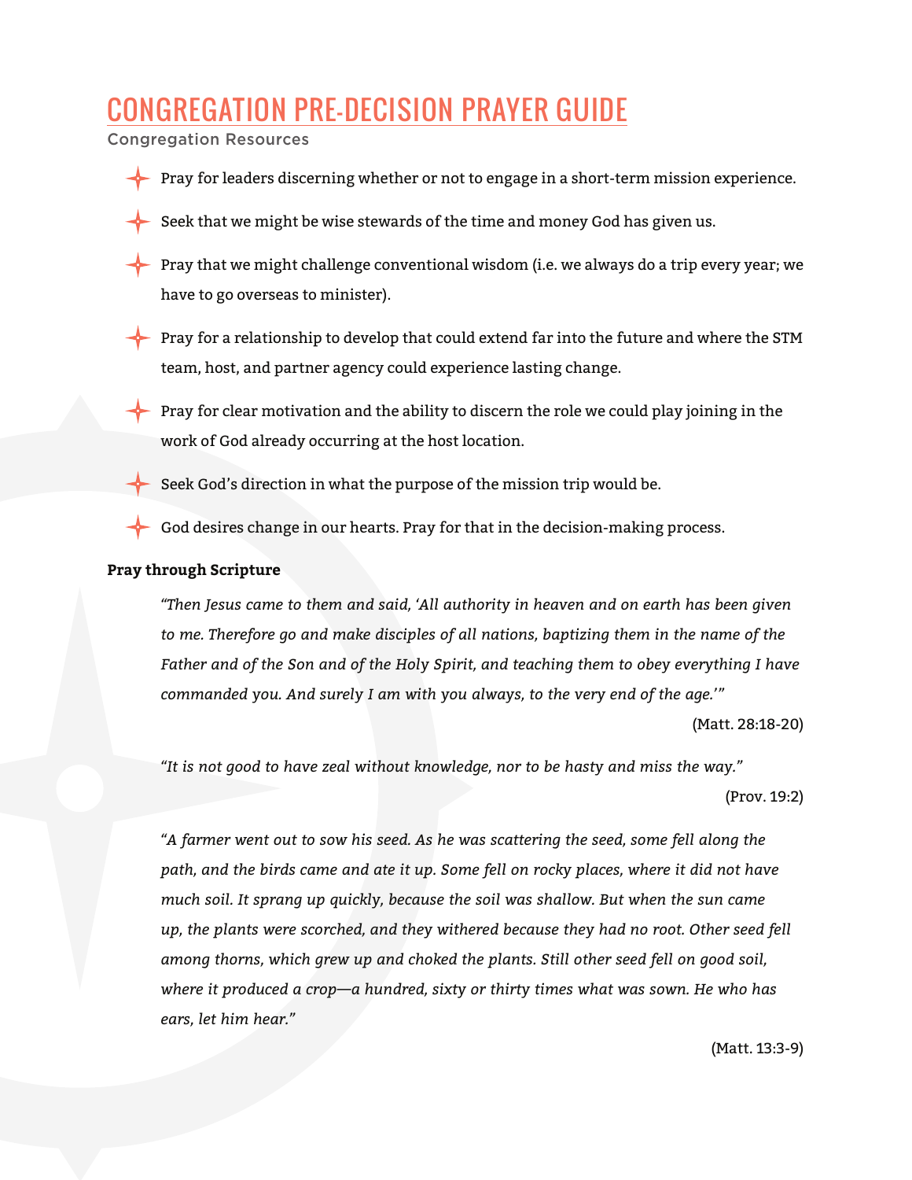# CONGREGATION PRE-DECISION PRAYER GUIDE

Congregation Resources

- Pray for leaders discerning whether or not to engage in a short-term mission experience.
- Seek that we might be wise stewards of the time and money God has given us.
- Pray that we might challenge conventional wisdom (i.e. we always do a trip every year; we have to go overseas to minister).
- Pray for a relationship to develop that could extend far into the future and where the STM team, host, and partner agency could experience lasting change.
- Pray for clear motivation and the ability to discern the role we could play joining in the work of God already occurring at the host location.
- Seek God's direction in what the purpose of the mission trip would be.
- God desires change in our hearts. Pray for that in the decision-making process.

**Pray through Scripture**

*"Then Jesus came to them and said, 'All authority in heaven and on earth has been given to me. Therefore go and make disciples of all nations, baptizing them in the name of the Father and of the Son and of the Holy Spirit, and teaching them to obey everything I have commanded you. And surely I am with you always, to the very end of the age.'"*

(Matt. 28:18-20)

*"It is not good to have zeal without knowledge, nor to be hasty and miss the way."*

(Prov. 19:2)

*"A farmer went out to sow his seed. As he was scattering the seed, some fell along the path, and the birds came and ate it up. Some fell on rocky places, where it did not have much soil. It sprang up quickly, because the soil was shallow. But when the sun came up, the plants were scorched, and they withered because they had no root. Other seed fell among thorns, which grew up and choked the plants. Still other seed fell on good soil, where it produced a crop—a hundred, sixty or thirty times what was sown. He who has ears, let him hear."*

(Matt. 13:3-9)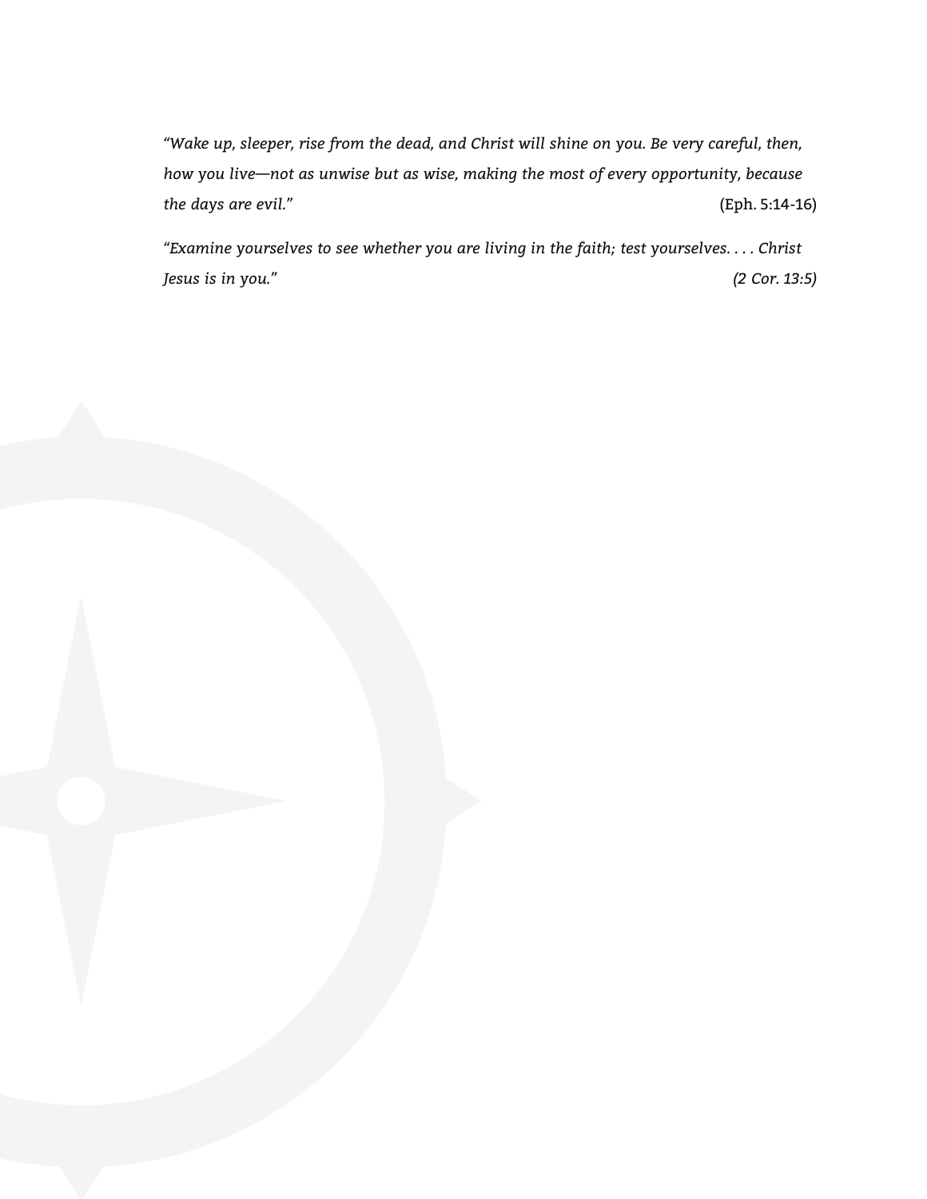*"Wake up, sleeper, rise from the dead, and Christ will shine on you. Be very careful, then, how you live—not as unwise but as wise, making the most of every opportunity, because the days are evil."* (Eph. 5:14-16)

*"Examine yourselves to see whether you are living in the faith; test yourselves. . . . Christ Jesus is in you."* *(2 Cor. 13:5)*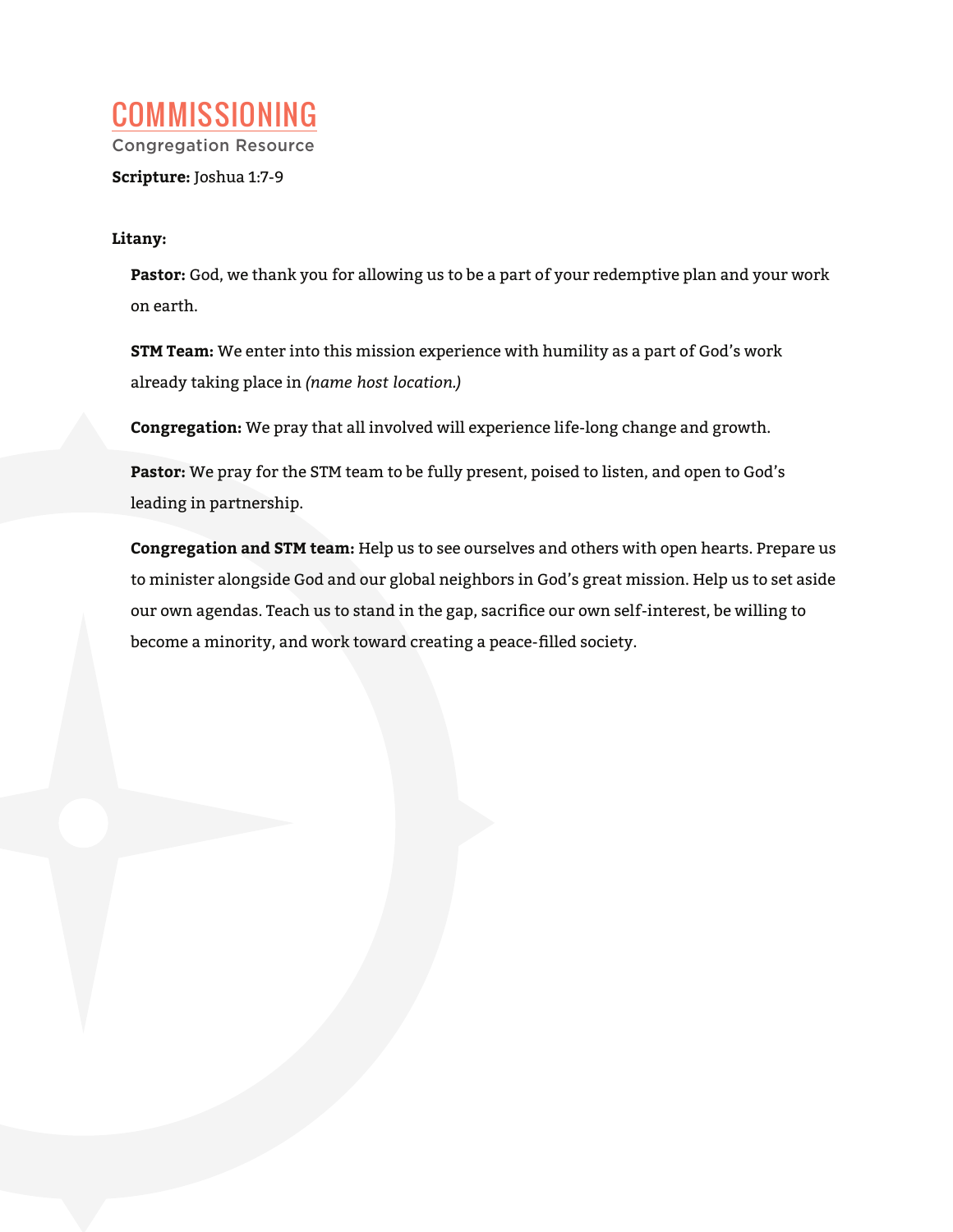# COMMISSIONING

Congregation Resource

**Scripture:** Joshua 1:7-9

**Litany:**

**Pastor:** God, we thank you for allowing us to be a part of your redemptive plan and your work on earth.

**STM Team:** We enter into this mission experience with humility as a part of God's work already taking place in *(name host location.)*

**Congregation:** We pray that all involved will experience life-long change and growth.

**Pastor:** We pray for the STM team to be fully present, poised to listen, and open to God's leading in partnership.

**Congregation and STM team:** Help us to see ourselves and others with open hearts. Prepare us to minister alongside God and our global neighbors in God's great mission. Help us to set aside our own agendas. Teach us to stand in the gap, sacrifice our own self-interest, be willing to become a minority, and work toward creating a peace-filled society.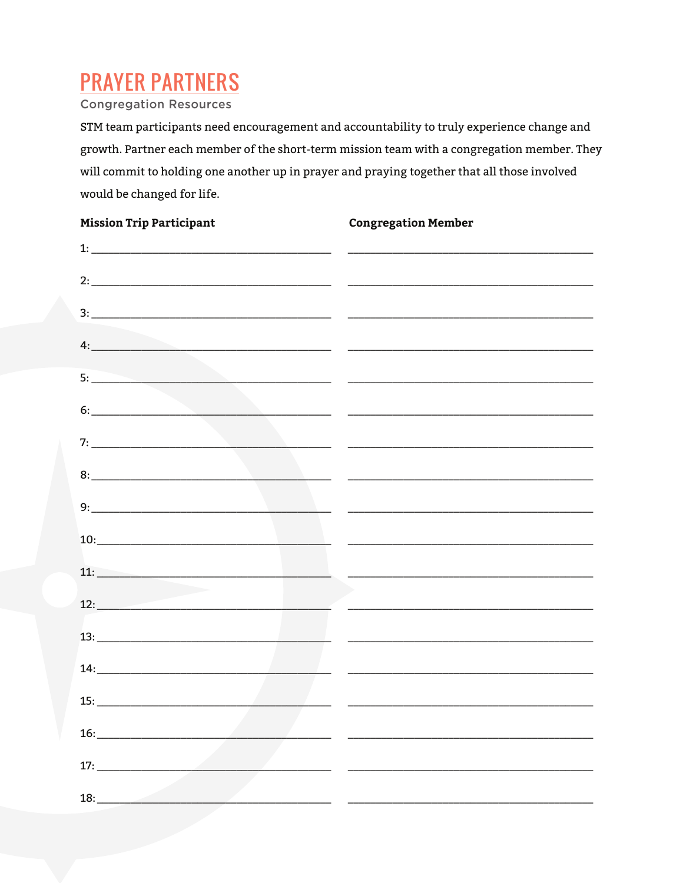# PRAYER PARTNERS

Congregation Resources

STM team participants need encouragement and accountability to truly experience change and growth. Partner each member of the short-term mission team with a congregation member. They will commit to holding one another up in prayer and praying together that all those involved would be changed for life.

| **Mission Trip Participant** | **Congregation Member** |
| --- | --- |
| 1: ____________________ | ____________________ |
| 2: ____________________ | ____________________ |
| 3: ____________________ | ____________________ |
| 4: ____________________ | ____________________ |
| 5: ____________________ | ____________________ |
| 6: ____________________ | ____________________ |
| 7: ____________________ | ____________________ |
| 8: ____________________ | ____________________ |
| 9: ____________________ | ____________________ |
| 10: ____________________ | ____________________ |
| 11: ____________________ | ____________________ |
| 12: ____________________ | ____________________ |
| 13: ____________________ | ____________________ |
| 14: ____________________ | ____________________ |
| 15: ____________________ | ____________________ |
| 16: ____________________ | ____________________ |
| 17: ____________________ | ____________________ |
| 18: ____________________ | ____________________ |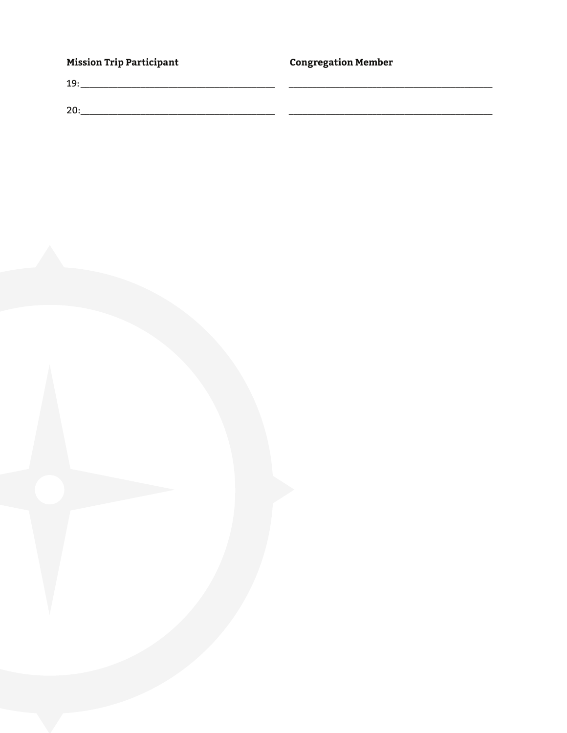| Mission Trip Participant | Congregation Member |
| --- | --- |
| 19:________________________________________ | ________________________________________ |
| 20:________________________________________ | ________________________________________ |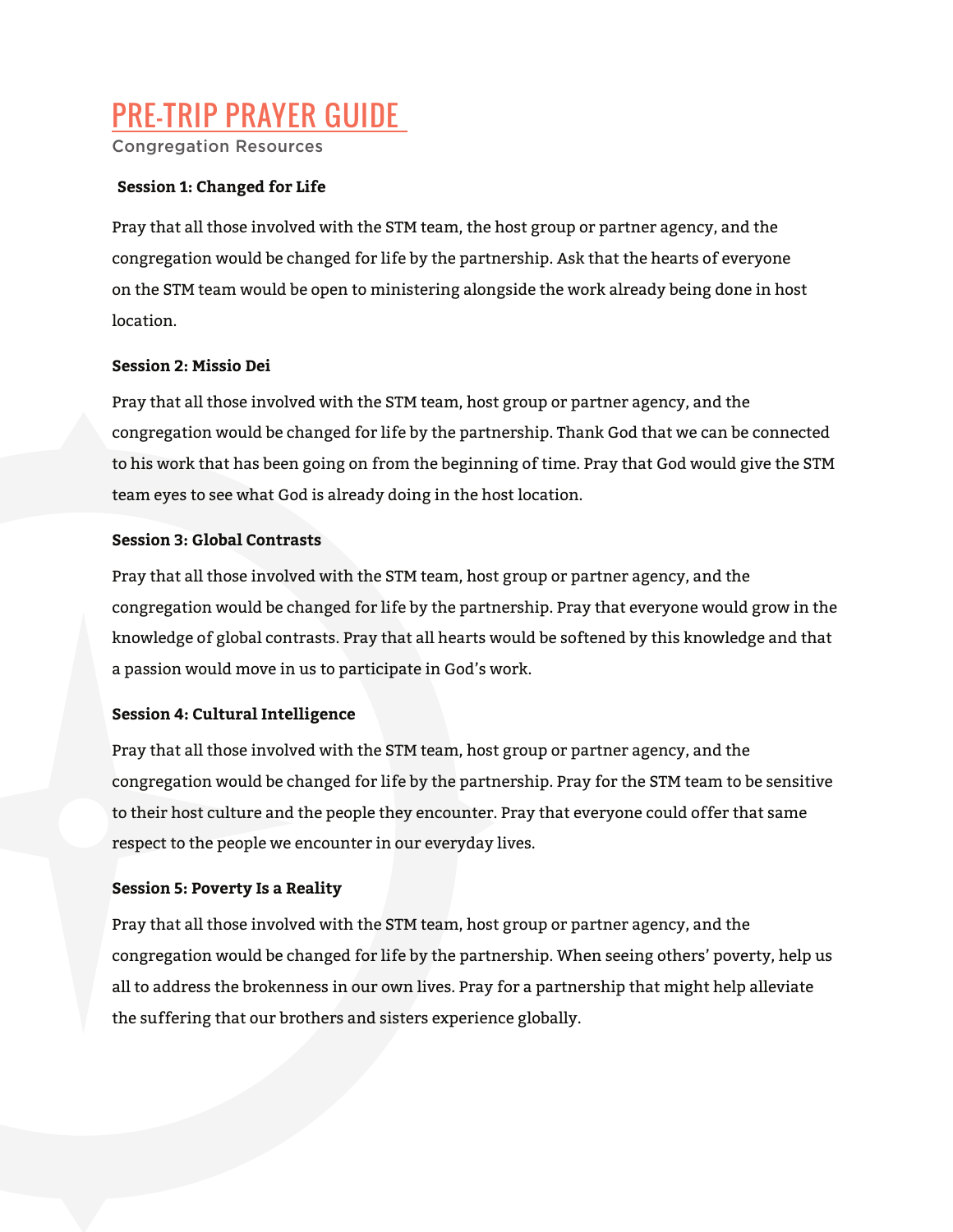# PRE-TRIP PRAYER GUIDE

Congregation Resources

### Session 1: Changed for Life

Pray that all those involved with the STM team, the host group or partner agency, and the congregation would be changed for life by the partnership. Ask that the hearts of everyone on the STM team would be open to ministering alongside the work already being done in host location.

### Session 2: Missio Dei

Pray that all those involved with the STM team, host group or partner agency, and the congregation would be changed for life by the partnership. Thank God that we can be connected to his work that has been going on from the beginning of time. Pray that God would give the STM team eyes to see what God is already doing in the host location.

### Session 3: Global Contrasts

Pray that all those involved with the STM team, host group or partner agency, and the congregation would be changed for life by the partnership. Pray that everyone would grow in the knowledge of global contrasts. Pray that all hearts would be softened by this knowledge and that a passion would move in us to participate in God's work.

### Session 4: Cultural Intelligence

Pray that all those involved with the STM team, host group or partner agency, and the congregation would be changed for life by the partnership. Pray for the STM team to be sensitive to their host culture and the people they encounter. Pray that everyone could offer that same respect to the people we encounter in our everyday lives.

### Session 5: Poverty Is a Reality

Pray that all those involved with the STM team, host group or partner agency, and the congregation would be changed for life by the partnership. When seeing others' poverty, help us all to address the brokenness in our own lives. Pray for a partnership that might help alleviate the suffering that our brothers and sisters experience globally.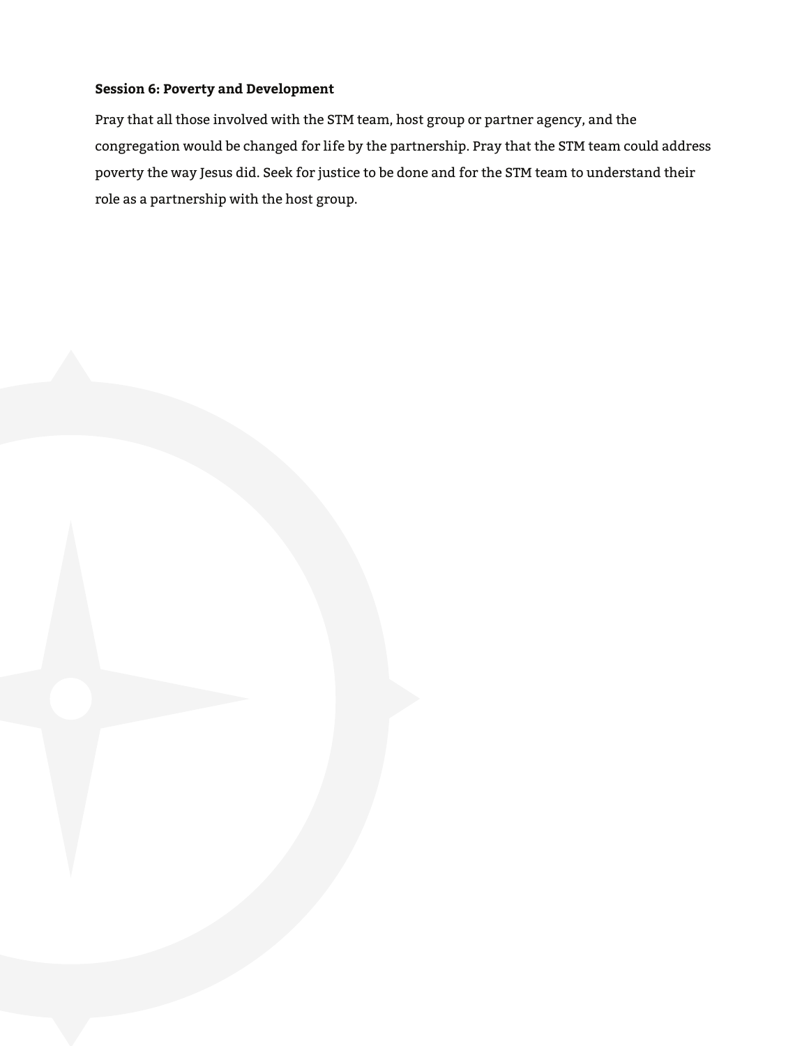**Session 6: Poverty and Development**

Pray that all those involved with the STM team, host group or partner agency, and the congregation would be changed for life by the partnership. Pray that the STM team could address poverty the way Jesus did. Seek for justice to be done and for the STM team to understand their role as a partnership with the host group.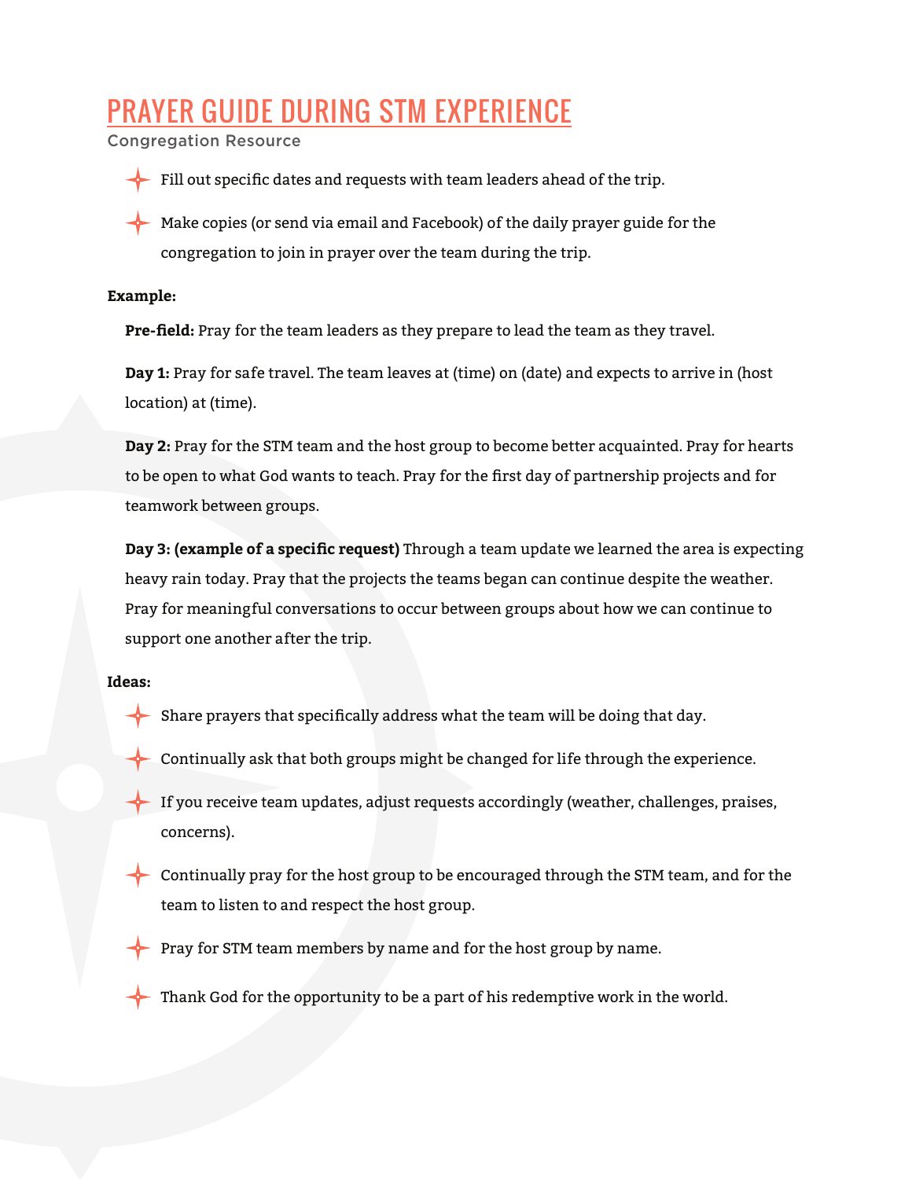# PRAYER GUIDE DURING STM EXPERIENCE

Congregation Resource

- Fill out specific dates and requests with team leaders ahead of the trip.
- Make copies (or send via email and Facebook) of the daily prayer guide for the congregation to join in prayer over the team during the trip.

**Example:**

**Pre-field:** Pray for the team leaders as they prepare to lead the team as they travel.

**Day 1:** Pray for safe travel. The team leaves at (time) on (date) and expects to arrive in (host location) at (time).

**Day 2:** Pray for the STM team and the host group to become better acquainted. Pray for hearts to be open to what God wants to teach. Pray for the first day of partnership projects and for teamwork between groups.

**Day 3: (example of a specific request)** Through a team update we learned the area is expecting heavy rain today. Pray that the projects the teams began can continue despite the weather. Pray for meaningful conversations to occur between groups about how we can continue to support one another after the trip.

**Ideas:**

- Share prayers that specifically address what the team will be doing that day.
- Continually ask that both groups might be changed for life through the experience.
- If you receive team updates, adjust requests accordingly (weather, challenges, praises, concerns).
- Continually pray for the host group to be encouraged through the STM team, and for the team to listen to and respect the host group.
- Pray for STM team members by name and for the host group by name.
- Thank God for the opportunity to be a part of his redemptive work in the world.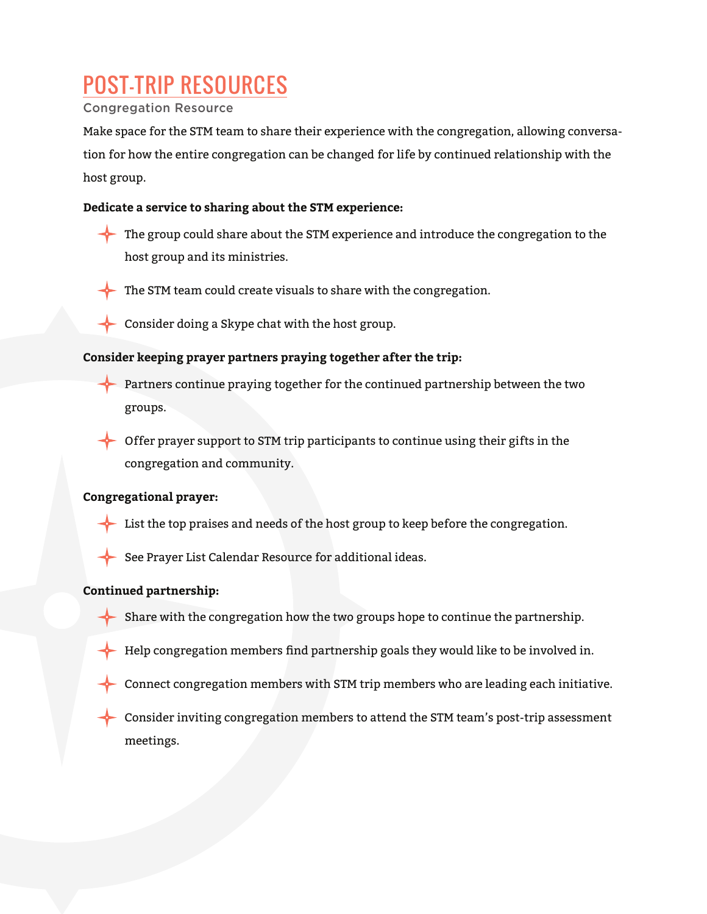# POST-TRIP RESOURCES

Congregation Resource

Make space for the STM team to share their experience with the congregation, allowing conversation for how the entire congregation can be changed for life by continued relationship with the host group.

**Dedicate a service to sharing about the STM experience:**

- The group could share about the STM experience and introduce the congregation to the host group and its ministries.
- The STM team could create visuals to share with the congregation.
- Consider doing a Skype chat with the host group.

**Consider keeping prayer partners praying together after the trip:**

- Partners continue praying together for the continued partnership between the two groups.
- Offer prayer support to STM trip participants to continue using their gifts in the congregation and community.

**Congregational prayer:**

- List the top praises and needs of the host group to keep before the congregation.
- See Prayer List Calendar Resource for additional ideas.

**Continued partnership:**

- Share with the congregation how the two groups hope to continue the partnership.
- Help congregation members find partnership goals they would like to be involved in.
- Connect congregation members with STM trip members who are leading each initiative.
- Consider inviting congregation members to attend the STM team's post-trip assessment meetings.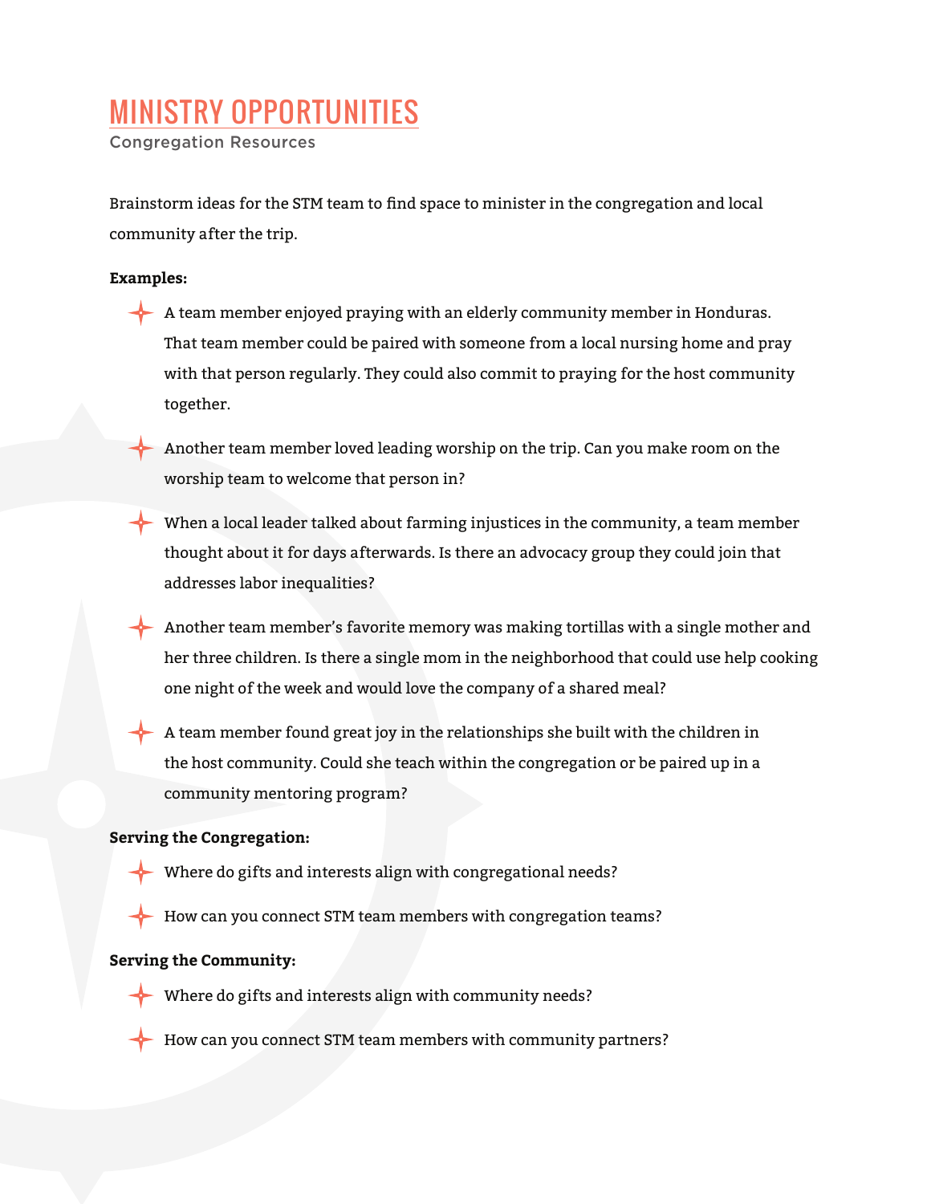# MINISTRY OPPORTUNITIES

Congregation Resources

Brainstorm ideas for the STM team to find space to minister in the congregation and local community after the trip.

**Examples:**

- A team member enjoyed praying with an elderly community member in Honduras. That team member could be paired with someone from a local nursing home and pray with that person regularly. They could also commit to praying for the host community together.
- Another team member loved leading worship on the trip. Can you make room on the worship team to welcome that person in?
- When a local leader talked about farming injustices in the community, a team member thought about it for days afterwards. Is there an advocacy group they could join that addresses labor inequalities?
- Another team member's favorite memory was making tortillas with a single mother and her three children. Is there a single mom in the neighborhood that could use help cooking one night of the week and would love the company of a shared meal?
- A team member found great joy in the relationships she built with the children in the host community. Could she teach within the congregation or be paired up in a community mentoring program?

**Serving the Congregation:**

- Where do gifts and interests align with congregational needs?
- How can you connect STM team members with congregation teams?

**Serving the Community:**

- Where do gifts and interests align with community needs?
- How can you connect STM team members with community partners?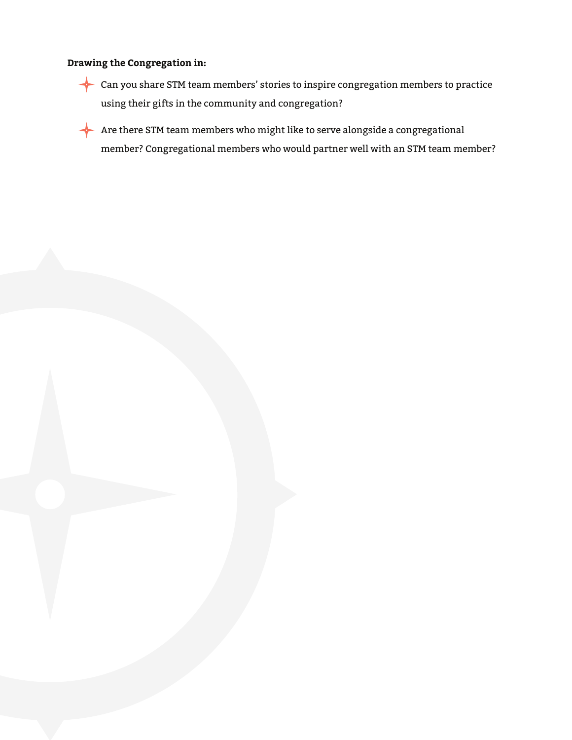**Drawing the Congregation in:**

- Can you share STM team members' stories to inspire congregation members to practice using their gifts in the community and congregation?
- Are there STM team members who might like to serve alongside a congregational member? Congregational members who would partner well with an STM team member?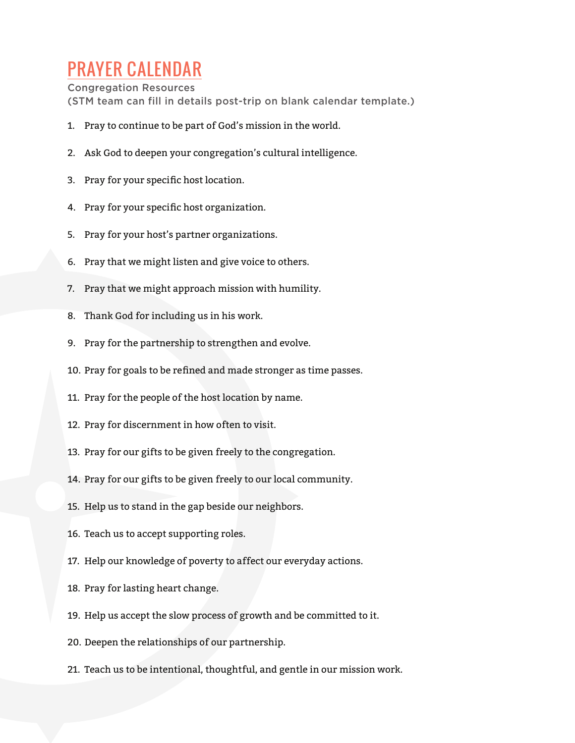# PRAYER CALENDAR

Congregation Resources
(STM team can fill in details post-trip on blank calendar template.)

1. Pray to continue to be part of God's mission in the world.
2. Ask God to deepen your congregation's cultural intelligence.
3. Pray for your specific host location.
4. Pray for your specific host organization.
5. Pray for your host's partner organizations.
6. Pray that we might listen and give voice to others.
7. Pray that we might approach mission with humility.
8. Thank God for including us in his work.
9. Pray for the partnership to strengthen and evolve.
10. Pray for goals to be refined and made stronger as time passes.
11. Pray for the people of the host location by name.
12. Pray for discernment in how often to visit.
13. Pray for our gifts to be given freely to the congregation.
14. Pray for our gifts to be given freely to our local community.
15. Help us to stand in the gap beside our neighbors.
16. Teach us to accept supporting roles.
17. Help our knowledge of poverty to affect our everyday actions.
18. Pray for lasting heart change.
19. Help us accept the slow process of growth and be committed to it.
20. Deepen the relationships of our partnership.
21. Teach us to be intentional, thoughtful, and gentle in our mission work.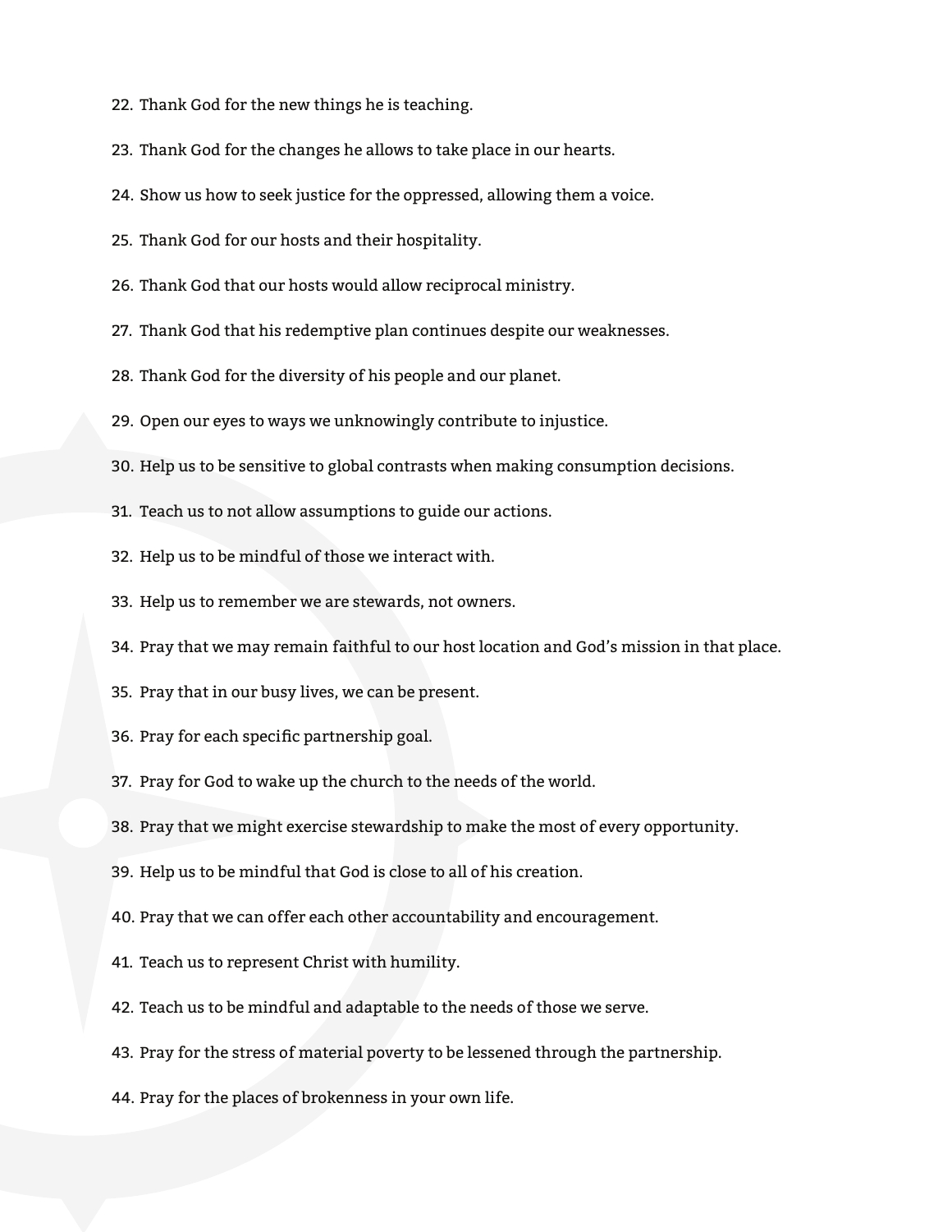22. Thank God for the new things he is teaching.
23. Thank God for the changes he allows to take place in our hearts.
24. Show us how to seek justice for the oppressed, allowing them a voice.
25. Thank God for our hosts and their hospitality.
26. Thank God that our hosts would allow reciprocal ministry.
27. Thank God that his redemptive plan continues despite our weaknesses.
28. Thank God for the diversity of his people and our planet.
29. Open our eyes to ways we unknowingly contribute to injustice.
30. Help us to be sensitive to global contrasts when making consumption decisions.
31. Teach us to not allow assumptions to guide our actions.
32. Help us to be mindful of those we interact with.
33. Help us to remember we are stewards, not owners.
34. Pray that we may remain faithful to our host location and God's mission in that place.
35. Pray that in our busy lives, we can be present.
36. Pray for each specific partnership goal.
37. Pray for God to wake up the church to the needs of the world.
38. Pray that we might exercise stewardship to make the most of every opportunity.
39. Help us to be mindful that God is close to all of his creation.
40. Pray that we can offer each other accountability and encouragement.
41. Teach us to represent Christ with humility.
42. Teach us to be mindful and adaptable to the needs of those we serve.
43. Pray for the stress of material poverty to be lessened through the partnership.
44. Pray for the places of brokenness in your own life.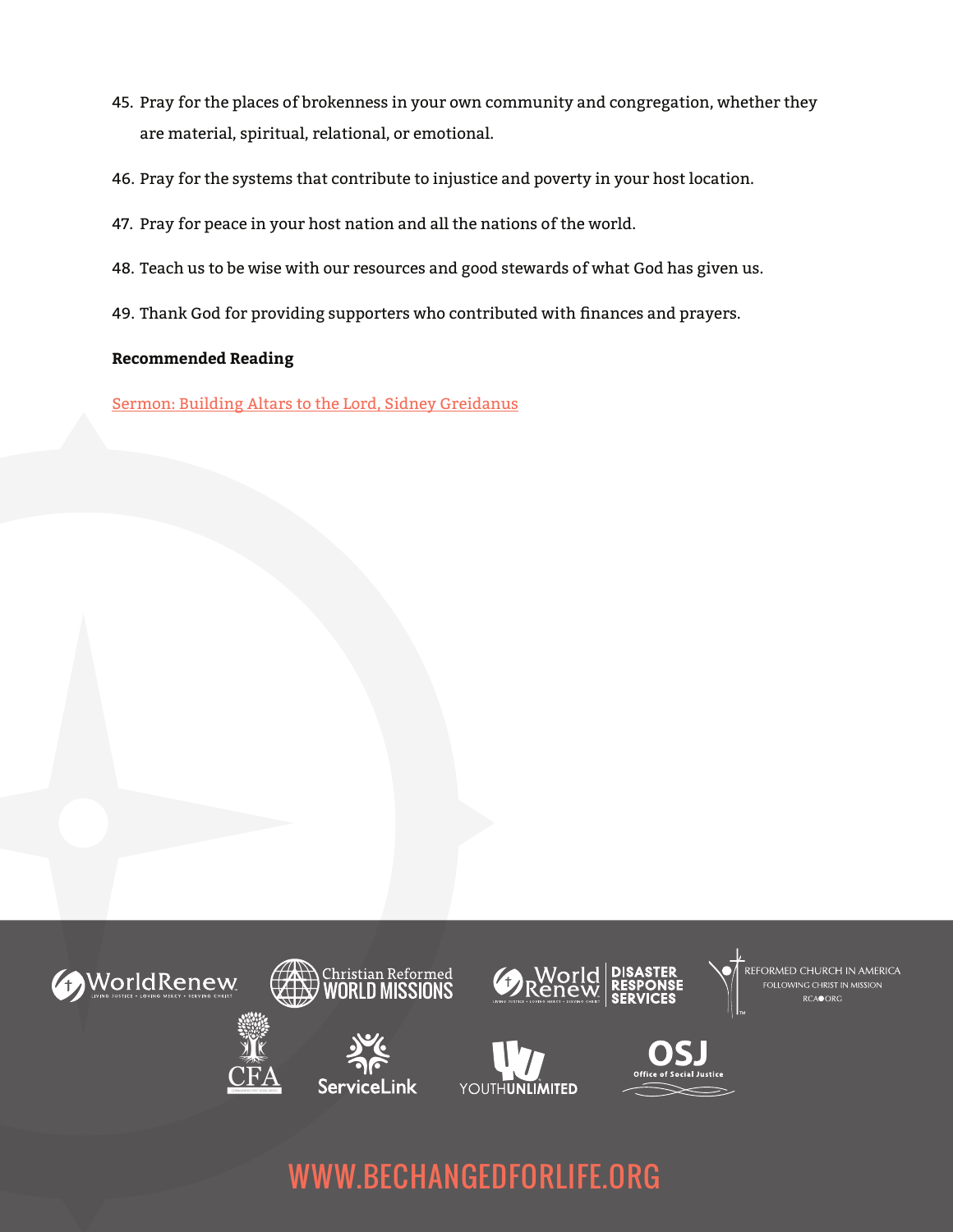45. Pray for the places of brokenness in your own community and congregation, whether they are material, spiritual, relational, or emotional.
46. Pray for the systems that contribute to injustice and poverty in your host location.
47. Pray for peace in your host nation and all the nations of the world.
48. Teach us to be wise with our resources and good stewards of what God has given us.
49. Thank God for providing supporters who contributed with finances and prayers.

**Recommended Reading**

Sermon: Building Altars to the Lord, Sidney Greidanus

WWW.BECHANGEDFORLIFE.ORG